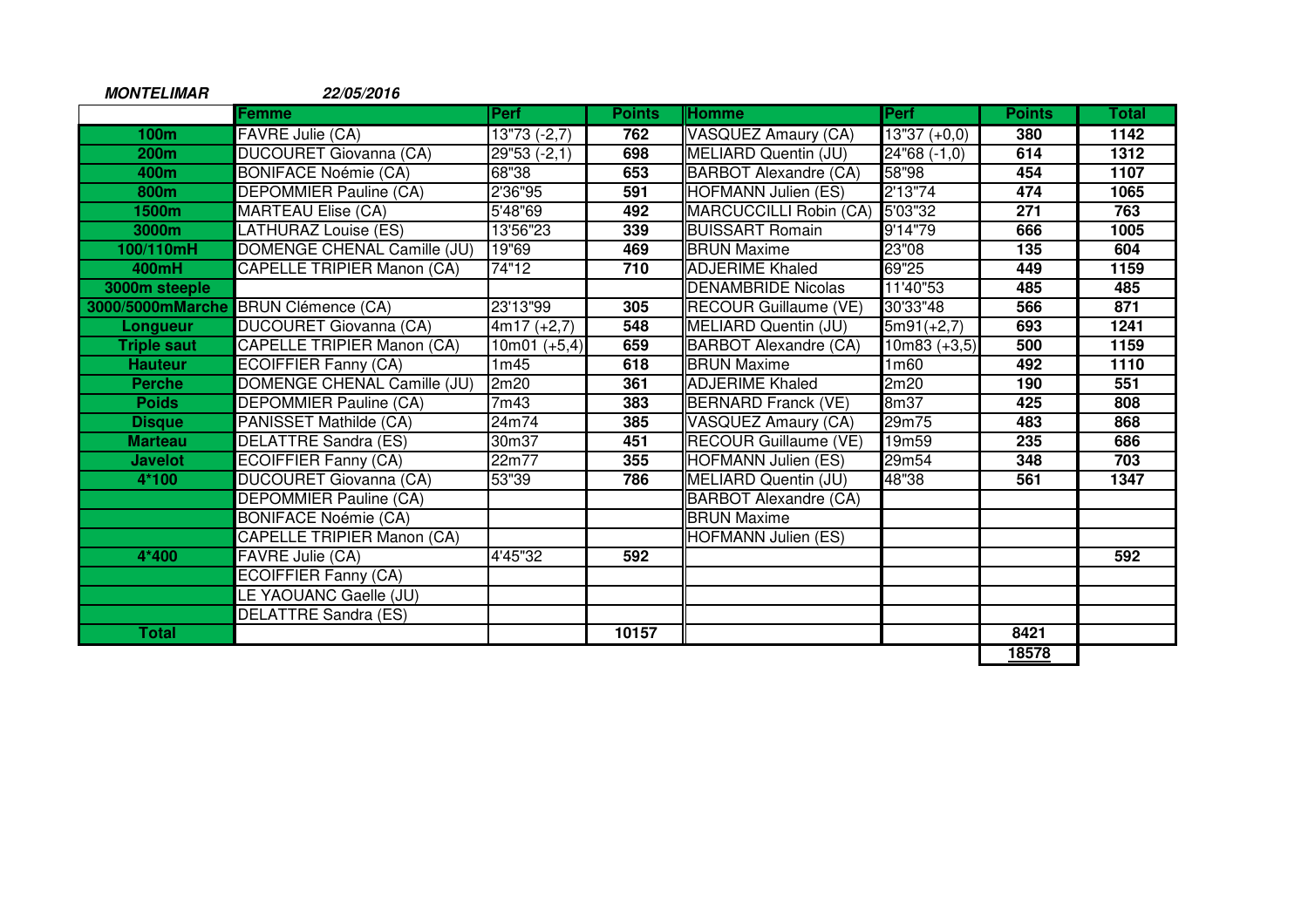***MONTELIMAR*** ***22/05/2016***

| | Femme | Perf | Points | Homme | Perf | Points | Total |
|---|---|---|---|---|---|---|---|
| 100m | FAVRE Julie (CA) | 13"73 (-2,7) | 762 | VASQUEZ Amaury (CA) | 13"37 (+0,0) | 380 | 1142 |
| 200m | DUCOURET Giovanna (CA) | 29"53 (-2,1) | 698 | MELIARD Quentin (JU) | 24"68 (-1,0) | 614 | 1312 |
| 400m | BONIFACE Noémie (CA) | 68"38 | 653 | BARBOT Alexandre (CA) | 58"98 | 454 | 1107 |
| 800m | DEPOMMIER Pauline (CA) | 2'36"95 | 591 | HOFMANN Julien (ES) | 2'13"74 | 474 | 1065 |
| 1500m | MARTEAU Elise (CA) | 5'48"69 | 492 | MARCUCCILLI Robin (CA) | 5'03"32 | 271 | 763 |
| 3000m | LATHURAZ Louise (ES) | 13'56"23 | 339 | BUISSART Romain | 9'14"79 | 666 | 1005 |
| 100/110mH | DOMENGE CHENAL Camille (JU) | 19"69 | 469 | BRUN Maxime | 23"08 | 135 | 604 |
| 400mH | CAPELLE TRIPIER Manon (CA) | 74"12 | 710 | ADJERIME Khaled | 69"25 | 449 | 1159 |
| 3000m steeple | | | | DENAMBRIDE Nicolas | 11'40"53 | 485 | 485 |
| 3000/5000mMarche | BRUN Clémence (CA) | 23'13"99 | 305 | RECOUR Guillaume (VE) | 30'33"48 | 566 | 871 |
| Longueur | DUCOURET Giovanna (CA) | 4m17 (+2,7) | 548 | MELIARD Quentin (JU) | 5m91(+2,7) | 693 | 1241 |
| Triple saut | CAPELLE TRIPIER Manon (CA) | 10m01 (+5,4) | 659 | BARBOT Alexandre (CA) | 10m83 (+3,5) | 500 | 1159 |
| Hauteur | ECOIFFIER Fanny (CA) | 1m45 | 618 | BRUN Maxime | 1m60 | 492 | 1110 |
| Perche | DOMENGE CHENAL Camille (JU) | 2m20 | 361 | ADJERIME Khaled | 2m20 | 190 | 551 |
| Poids | DEPOMMIER Pauline (CA) | 7m43 | 383 | BERNARD Franck (VE) | 8m37 | 425 | 808 |
| Disque | PANISSET Mathilde (CA) | 24m74 | 385 | VASQUEZ Amaury (CA) | 29m75 | 483 | 868 |
| Marteau | DELATTRE Sandra (ES) | 30m37 | 451 | RECOUR Guillaume (VE) | 19m59 | 235 | 686 |
| Javelot | ECOIFFIER Fanny (CA) | 22m77 | 355 | HOFMANN Julien (ES) | 29m54 | 348 | 703 |
| 4*100 | DUCOURET Giovanna (CA) | 53"39 | 786 | MELIARD Quentin (JU) | 48"38 | 561 | 1347 |
| | DEPOMMIER Pauline (CA) | | | BARBOT Alexandre (CA) | | | |
| | BONIFACE Noémie (CA) | | | BRUN Maxime | | | |
| | CAPELLE TRIPIER Manon (CA) | | | HOFMANN Julien (ES) | | | |
| 4*400 | FAVRE Julie (CA) | 4'45"32 | 592 | | | | 592 |
| | ECOIFFIER Fanny (CA) | | | | | | |
| | LE YAOUANC Gaelle (JU) | | | | | | |
| | DELATTRE Sandra (ES) | | | | | | |
| Total | | | 10157 | | | 8421 | |
| | | | | | | 18578 | |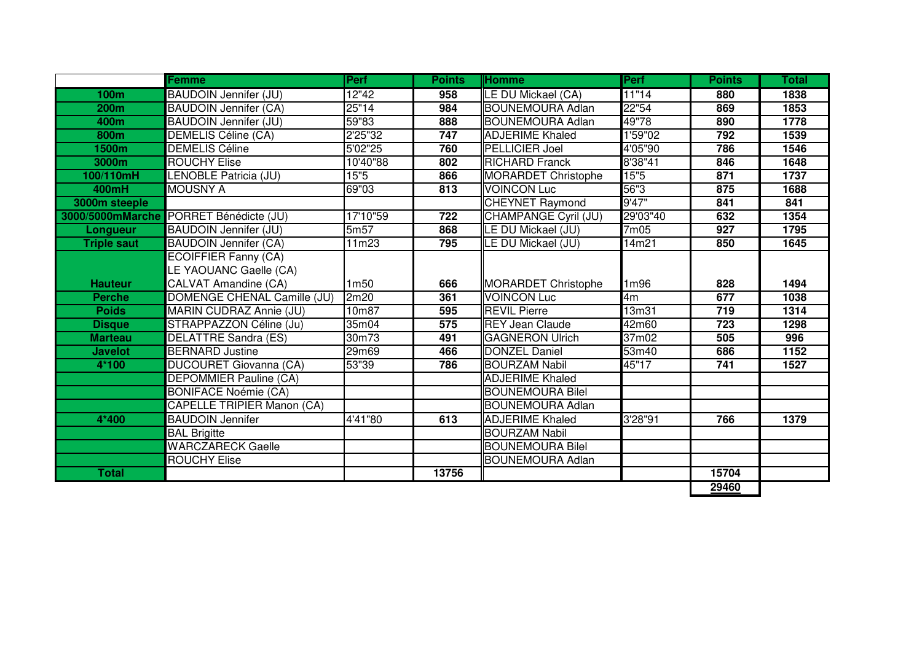| | Femme | Perf | Points | Homme | Perf | Points | Total |
|---|---|---|---|---|---|---|---|
| **100m** | BAUDOIN Jennifer (JU) | 12"42 | **958** | LE DU Mickael (CA) | 11"14 | **880** | **1838** |
| **200m** | BAUDOIN Jennifer (CA) | 25"14 | **984** | BOUNEMOURA Adlan | 22"54 | **869** | **1853** |
| **400m** | BAUDOIN Jennifer (JU) | 59"83 | **888** | BOUNEMOURA Adlan | 49"78 | **890** | **1778** |
| **800m** | DEMELIS Céline (CA) | 2'25"32 | **747** | ADJERIME Khaled | 1'59"02 | **792** | **1539** |
| **1500m** | DEMELIS Céline | 5'02"25 | **760** | PELLICIER Joel | 4'05"90 | **786** | **1546** |
| **3000m** | ROUCHY Elise | 10'40"88 | **802** | RICHARD Franck | 8'38"41 | **846** | **1648** |
| **100/110mH** | LENOBLE Patricia (JU) | 15"5 | **866** | MORARDET Christophe | 15"5 | **871** | **1737** |
| **400mH** | MOUSNY A | 69"03 | **813** | VOINCON Luc | 56"3 | **875** | **1688** |
| **3000m steeple** | | | | CHEYNET Raymond | 9'47" | **841** | **841** |
| **3000/5000mMarche** | PORRET Bénédicte (JU) | 17'10"59 | **722** | CHAMPANGE Cyril (JU) | 29'03"40 | **632** | **1354** |
| **Longueur** | BAUDOIN Jennifer (JU) | 5m57 | **868** | LE DU Mickael (JU) | 7m05 | **927** | **1795** |
| **Triple saut** | BAUDOIN Jennifer (CA) | 11m23 | **795** | LE DU Mickael (JU) | 14m21 | **850** | **1645** |
| | ECOIFFIER Fanny (CA) | | | | | | |
| | LE YAOUANC Gaelle (CA) | | | | | | |
| **Hauteur** | CALVAT Amandine (CA) | 1m50 | **666** | MORARDET Christophe | 1m96 | **828** | **1494** |
| **Perche** | DOMENGE CHENAL Camille (JU) | 2m20 | **361** | VOINCON Luc | 4m | **677** | **1038** |
| **Poids** | MARIN CUDRAZ Annie (JU) | 10m87 | **595** | REVIL Pierre | 13m31 | **719** | **1314** |
| **Disque** | STRAPPAZZON Céline (Ju) | 35m04 | **575** | REY Jean Claude | 42m60 | **723** | **1298** |
| **Marteau** | DELATTRE Sandra (ES) | 30m73 | **491** | GAGNERON Ulrich | 37m02 | **505** | **996** |
| **Javelot** | BERNARD Justine | 29m69 | **466** | DONZEL Daniel | 53m40 | **686** | **1152** |
| **4*100** | DUCOURET Giovanna (CA) | 53"39 | **786** | BOURZAM Nabil | 45"17 | **741** | **1527** |
| | DEPOMMIER Pauline (CA) | | | ADJERIME Khaled | | | |
| | BONIFACE Noémie (CA) | | | BOUNEMOURA Bilel | | | |
| | CAPELLE TRIPIER Manon (CA) | | | BOUNEMOURA Adlan | | | |
| **4*400** | BAUDOIN Jennifer | 4'41"80 | **613** | ADJERIME Khaled | 3'28"91 | **766** | **1379** |
| | BAL Brigitte | | | BOURZAM Nabil | | | |
| | WARCZARECK Gaelle | | | BOUNEMOURA Bilel | | | |
| | ROUCHY Elise | | | BOUNEMOURA Adlan | | | |
| **Total** | | | **13756** | | | **15704** | |
| | | | | | | **29460** | |